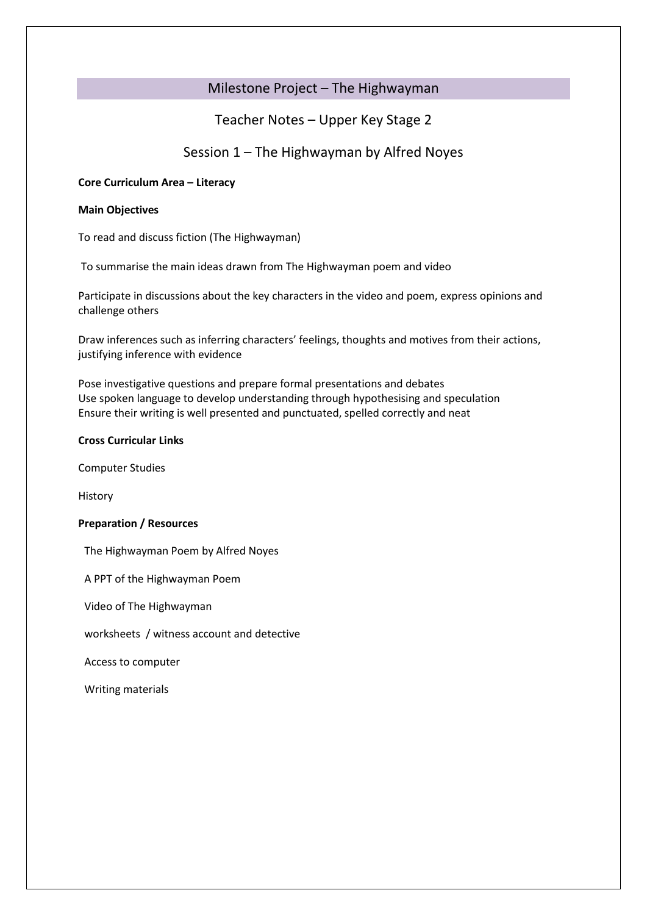# Milestone Project – The Highwayman

## Teacher Notes – Upper Key Stage 2

## Session 1 – The Highwayman by Alfred Noyes

**Core Curriculum Area – Literacy**

**Main Objectives**

To read and discuss fiction (The Highwayman)

To summarise the main ideas drawn from The Highwayman poem and video

Participate in discussions about the key characters in the video and poem, express opinions and challenge others

Draw inferences such as inferring characters' feelings, thoughts and motives from their actions, justifying inference with evidence

Pose investigative questions and prepare formal presentations and debates
Use spoken language to develop understanding through hypothesising and speculation
Ensure their writing is well presented and punctuated, spelled correctly and neat

**Cross Curricular Links**

Computer Studies

History

**Preparation / Resources**

The Highwayman Poem by Alfred Noyes

A PPT of the Highwayman Poem

Video of The Highwayman

worksheets / witness account and detective

Access to computer

Writing materials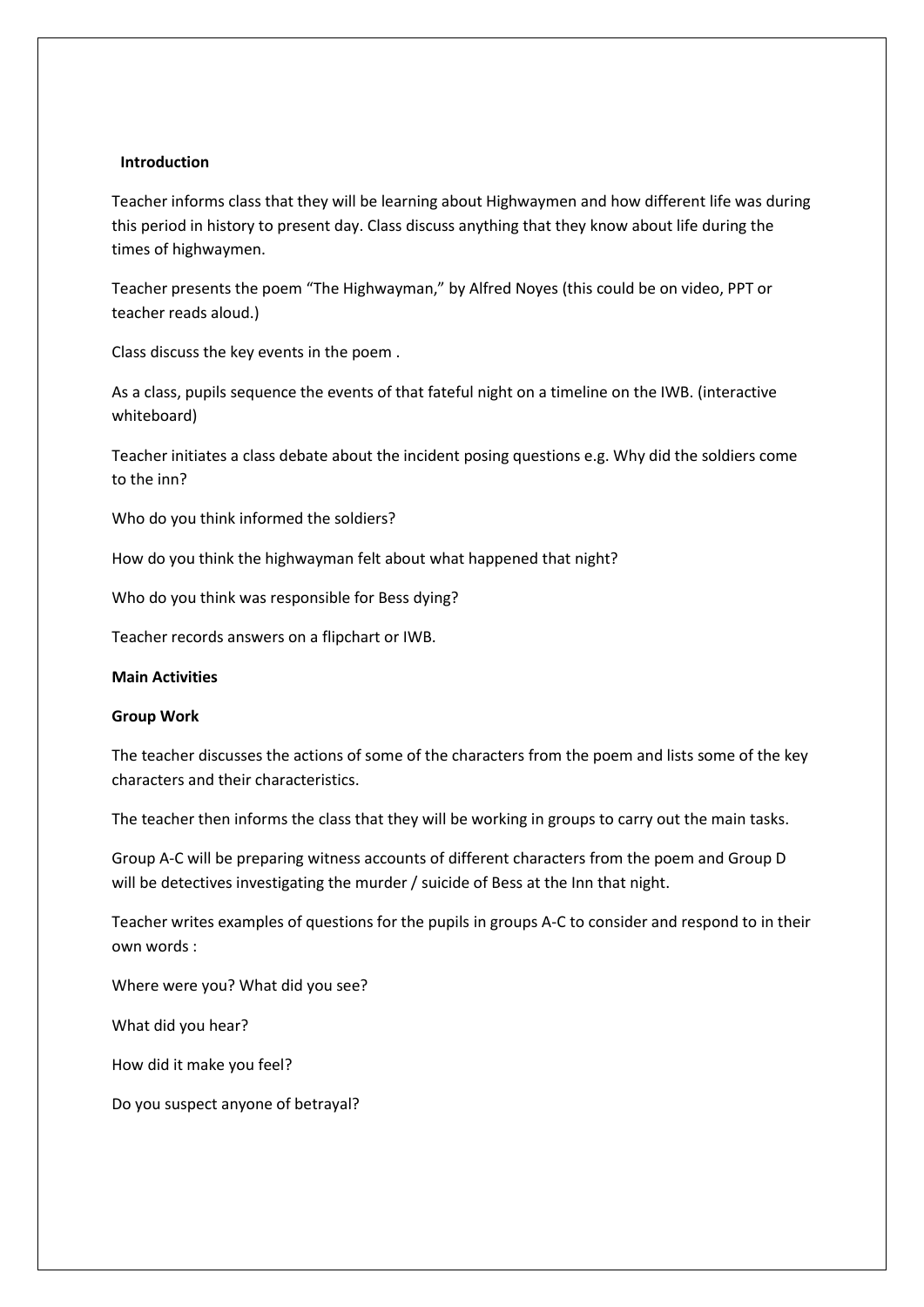**Introduction**

Teacher informs class that they will be learning about Highwaymen and how different life was during this period in history to present day. Class discuss anything that they know about life during the times of highwaymen.

Teacher presents the poem "The Highwayman," by Alfred Noyes (this could be on video, PPT or teacher reads aloud.)

Class discuss the key events in the poem .

As a class, pupils sequence the events of that fateful night on a timeline on the IWB. (interactive whiteboard)

Teacher initiates a class debate about the incident posing questions e.g. Why did the soldiers come to the inn?

Who do you think informed the soldiers?

How do you think the highwayman felt about what happened that night?

Who do you think was responsible for Bess dying?

Teacher records answers on a flipchart or IWB.

**Main Activities**

**Group Work**

The teacher discusses the actions of some of the characters from the poem and lists some of the key characters and their characteristics.

The teacher then informs the class that they will be working in groups to carry out the main tasks.

Group A-C will be preparing witness accounts of different characters from the poem and Group D will be detectives investigating the murder / suicide of Bess at the Inn that night.

Teacher writes examples of questions for the pupils in groups A-C to consider and respond to in their own words :

Where were you? What did you see?

What did you hear?

How did it make you feel?

Do you suspect anyone of betrayal?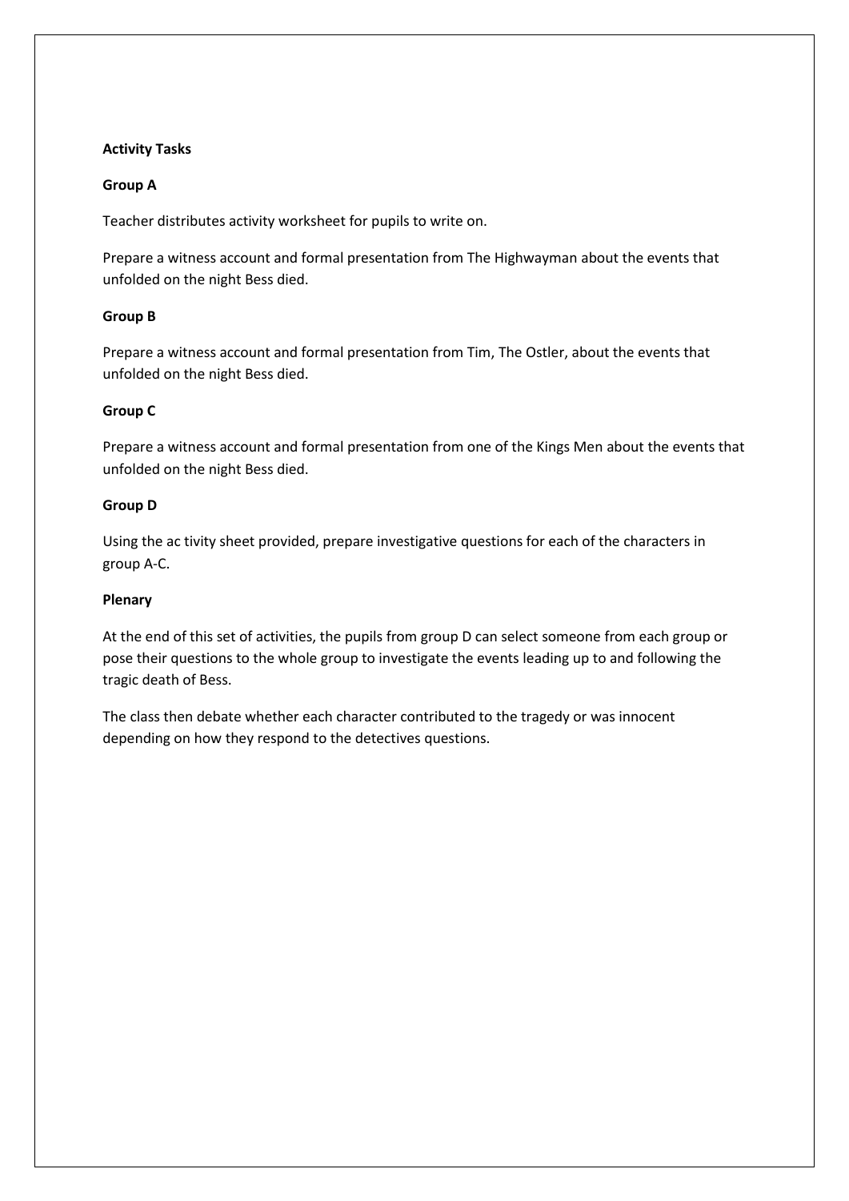**Activity Tasks**

**Group A**

Teacher distributes activity worksheet for pupils to write on.

Prepare a witness account and formal presentation from The Highwayman about the events that unfolded on the night Bess died.

**Group B**

Prepare a witness account and formal presentation from Tim, The Ostler, about the events that unfolded on the night Bess died.

**Group C**

Prepare a witness account and formal presentation from one of the Kings Men about the events that unfolded on the night Bess died.

**Group D**

Using the ac tivity sheet provided, prepare investigative questions for each of the characters in group A-C.

**Plenary**

At the end of this set of activities, the pupils from group D can select someone from each group or pose their questions to the whole group to investigate the events leading up to and following the tragic death of Bess.

The class then debate whether each character contributed to the tragedy or was innocent depending on how they respond to the detectives questions.